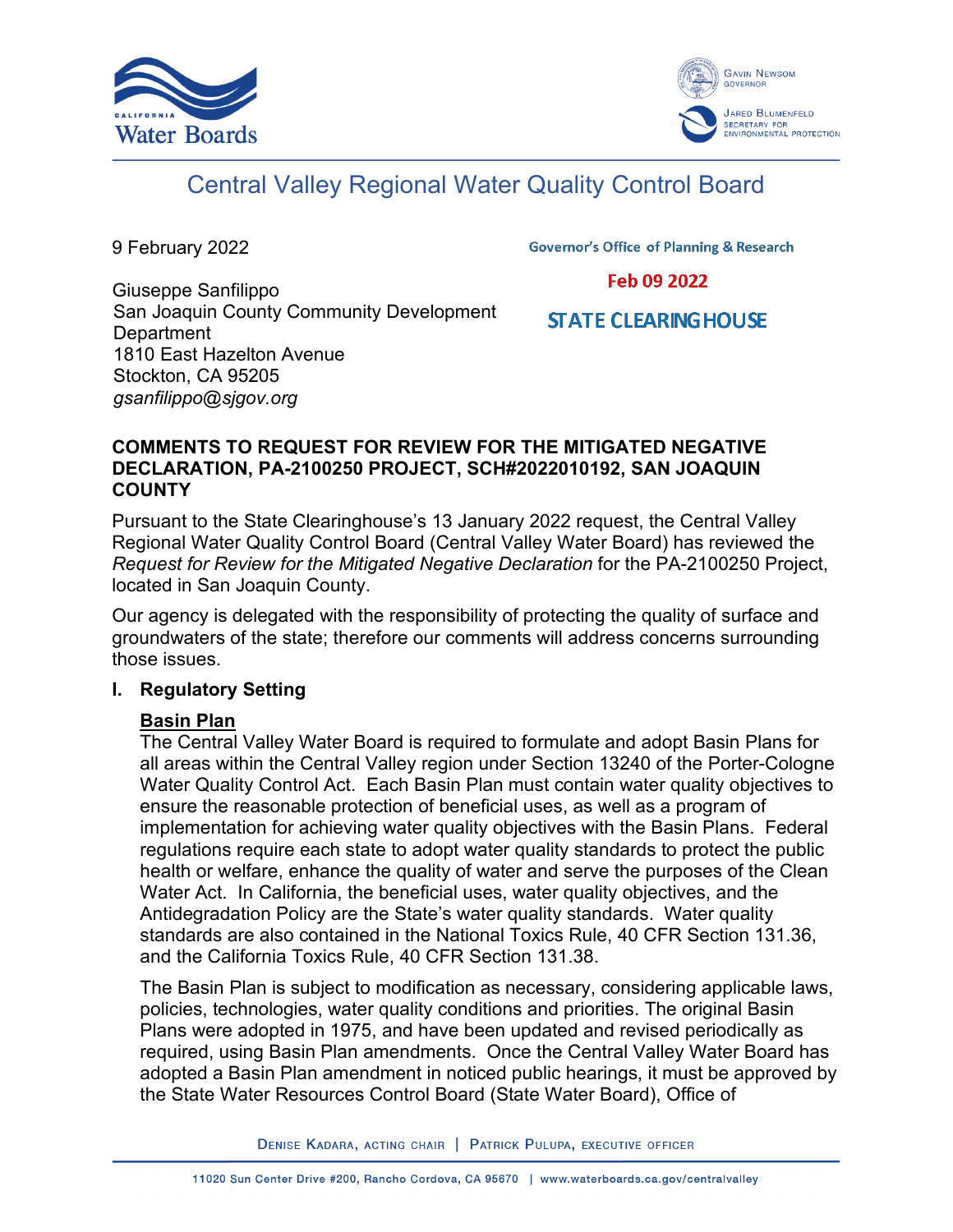California Water Boards

Gavin Newsom, Governor

Jared Blumenfeld, Secretary for Environmental Protection

# Central Valley Regional Water Quality Control Board

9 February 2022

Governor's Office of Planning & Research

Feb 09 2022

STATE CLEARINGHOUSE

Giuseppe Sanfilippo
San Joaquin County Community Development Department
1810 East Hazelton Avenue
Stockton, CA 95205
*gsanfilippo@sjgov.org*

**COMMENTS TO REQUEST FOR REVIEW FOR THE MITIGATED NEGATIVE DECLARATION, PA-2100250 PROJECT, SCH#2022010192, SAN JOAQUIN COUNTY**

Pursuant to the State Clearinghouse's 13 January 2022 request, the Central Valley Regional Water Quality Control Board (Central Valley Water Board) has reviewed the *Request for Review for the Mitigated Negative Declaration* for the PA-2100250 Project, located in San Joaquin County.

Our agency is delegated with the responsibility of protecting the quality of surface and groundwaters of the state; therefore our comments will address concerns surrounding those issues.

## I. Regulatory Setting

### Basin Plan

The Central Valley Water Board is required to formulate and adopt Basin Plans for all areas within the Central Valley region under Section 13240 of the Porter-Cologne Water Quality Control Act. Each Basin Plan must contain water quality objectives to ensure the reasonable protection of beneficial uses, as well as a program of implementation for achieving water quality objectives with the Basin Plans. Federal regulations require each state to adopt water quality standards to protect the public health or welfare, enhance the quality of water and serve the purposes of the Clean Water Act. In California, the beneficial uses, water quality objectives, and the Antidegradation Policy are the State's water quality standards. Water quality standards are also contained in the National Toxics Rule, 40 CFR Section 131.36, and the California Toxics Rule, 40 CFR Section 131.38.

The Basin Plan is subject to modification as necessary, considering applicable laws, policies, technologies, water quality conditions and priorities. The original Basin Plans were adopted in 1975, and have been updated and revised periodically as required, using Basin Plan amendments. Once the Central Valley Water Board has adopted a Basin Plan amendment in noticed public hearings, it must be approved by the State Water Resources Control Board (State Water Board), Office of

Denise Kadara, acting chair | Patrick Pulupa, executive officer

11020 Sun Center Drive #200, Rancho Cordova, CA 95670 | www.waterboards.ca.gov/centralvalley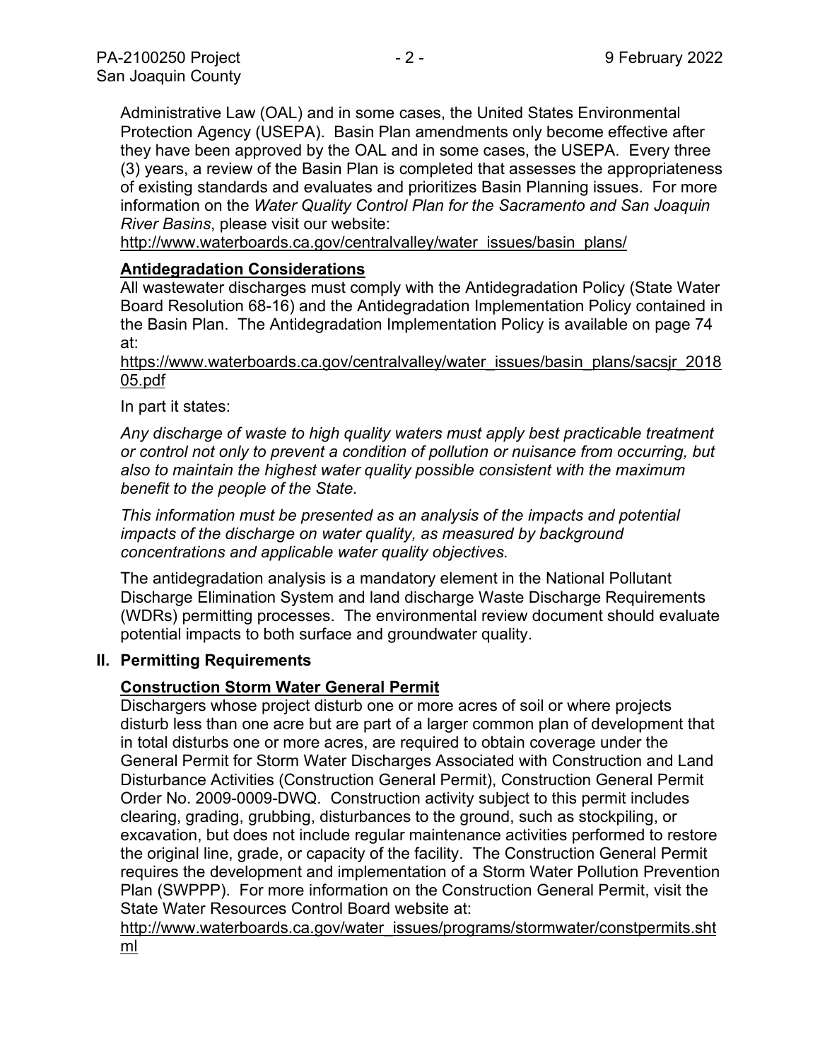Administrative Law (OAL) and in some cases, the United States Environmental Protection Agency (USEPA). Basin Plan amendments only become effective after they have been approved by the OAL and in some cases, the USEPA. Every three (3) years, a review of the Basin Plan is completed that assesses the appropriateness of existing standards and evaluates and prioritizes Basin Planning issues. For more information on the *Water Quality Control Plan for the Sacramento and San Joaquin River Basins*, please visit our website:
http://www.waterboards.ca.gov/centralvalley/water_issues/basin_plans/

**Antidegradation Considerations**

All wastewater discharges must comply with the Antidegradation Policy (State Water Board Resolution 68-16) and the Antidegradation Implementation Policy contained in the Basin Plan. The Antidegradation Implementation Policy is available on page 74 at:
https://www.waterboards.ca.gov/centralvalley/water_issues/basin_plans/sacsjr_201805.pdf

In part it states:

*Any discharge of waste to high quality waters must apply best practicable treatment or control not only to prevent a condition of pollution or nuisance from occurring, but also to maintain the highest water quality possible consistent with the maximum benefit to the people of the State.*

*This information must be presented as an analysis of the impacts and potential impacts of the discharge on water quality, as measured by background concentrations and applicable water quality objectives.*

The antidegradation analysis is a mandatory element in the National Pollutant Discharge Elimination System and land discharge Waste Discharge Requirements (WDRs) permitting processes. The environmental review document should evaluate potential impacts to both surface and groundwater quality.

## II. Permitting Requirements

**Construction Storm Water General Permit**

Dischargers whose project disturb one or more acres of soil or where projects disturb less than one acre but are part of a larger common plan of development that in total disturbs one or more acres, are required to obtain coverage under the General Permit for Storm Water Discharges Associated with Construction and Land Disturbance Activities (Construction General Permit), Construction General Permit Order No. 2009-0009-DWQ. Construction activity subject to this permit includes clearing, grading, grubbing, disturbances to the ground, such as stockpiling, or excavation, but does not include regular maintenance activities performed to restore the original line, grade, or capacity of the facility. The Construction General Permit requires the development and implementation of a Storm Water Pollution Prevention Plan (SWPPP). For more information on the Construction General Permit, visit the State Water Resources Control Board website at:
http://www.waterboards.ca.gov/water_issues/programs/stormwater/constpermits.shtml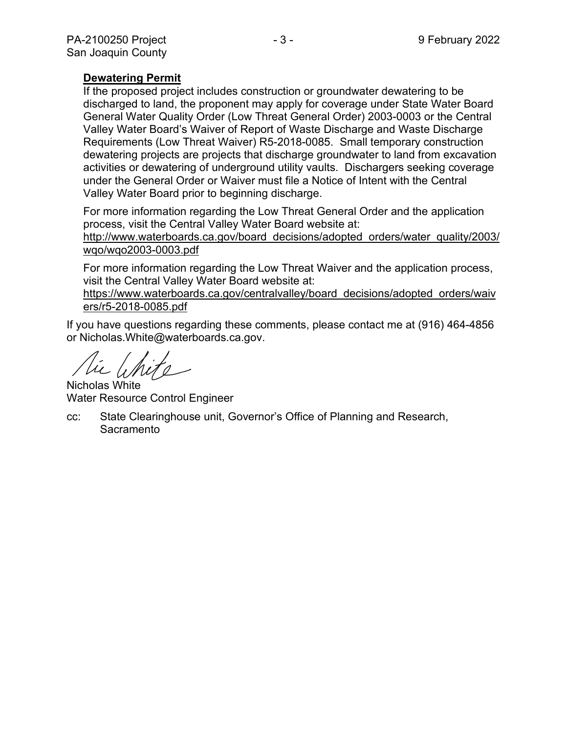**Dewatering Permit**

If the proposed project includes construction or groundwater dewatering to be discharged to land, the proponent may apply for coverage under State Water Board General Water Quality Order (Low Threat General Order) 2003-0003 or the Central Valley Water Board's Waiver of Report of Waste Discharge and Waste Discharge Requirements (Low Threat Waiver) R5-2018-0085. Small temporary construction dewatering projects are projects that discharge groundwater to land from excavation activities or dewatering of underground utility vaults. Dischargers seeking coverage under the General Order or Waiver must file a Notice of Intent with the Central Valley Water Board prior to beginning discharge.

For more information regarding the Low Threat General Order and the application process, visit the Central Valley Water Board website at: http://www.waterboards.ca.gov/board_decisions/adopted_orders/water_quality/2003/wqo/wqo2003-0003.pdf

For more information regarding the Low Threat Waiver and the application process, visit the Central Valley Water Board website at: https://www.waterboards.ca.gov/centralvalley/board_decisions/adopted_orders/waivers/r5-2018-0085.pdf

If you have questions regarding these comments, please contact me at (916) 464-4856 or Nicholas.White@waterboards.ca.gov.

Nicholas White
Water Resource Control Engineer

cc: State Clearinghouse unit, Governor's Office of Planning and Research, Sacramento